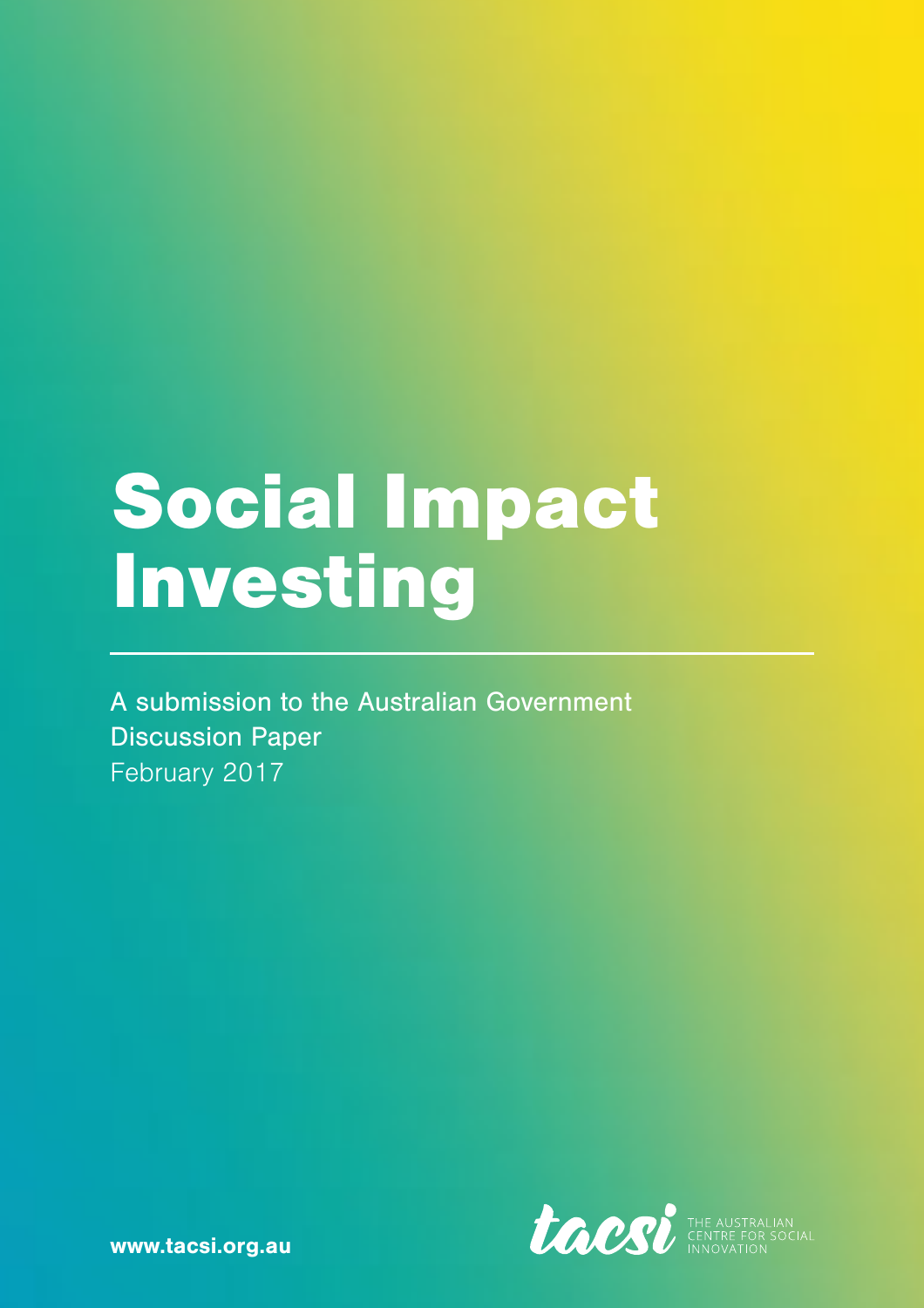# Social Impact Investing

A submission to the Australian Government Discussion Paper

February 2017

www.tacsi.org.au

tacsi THE AUSTRALIAN CENTRE FOR SOCIAL INNOVATION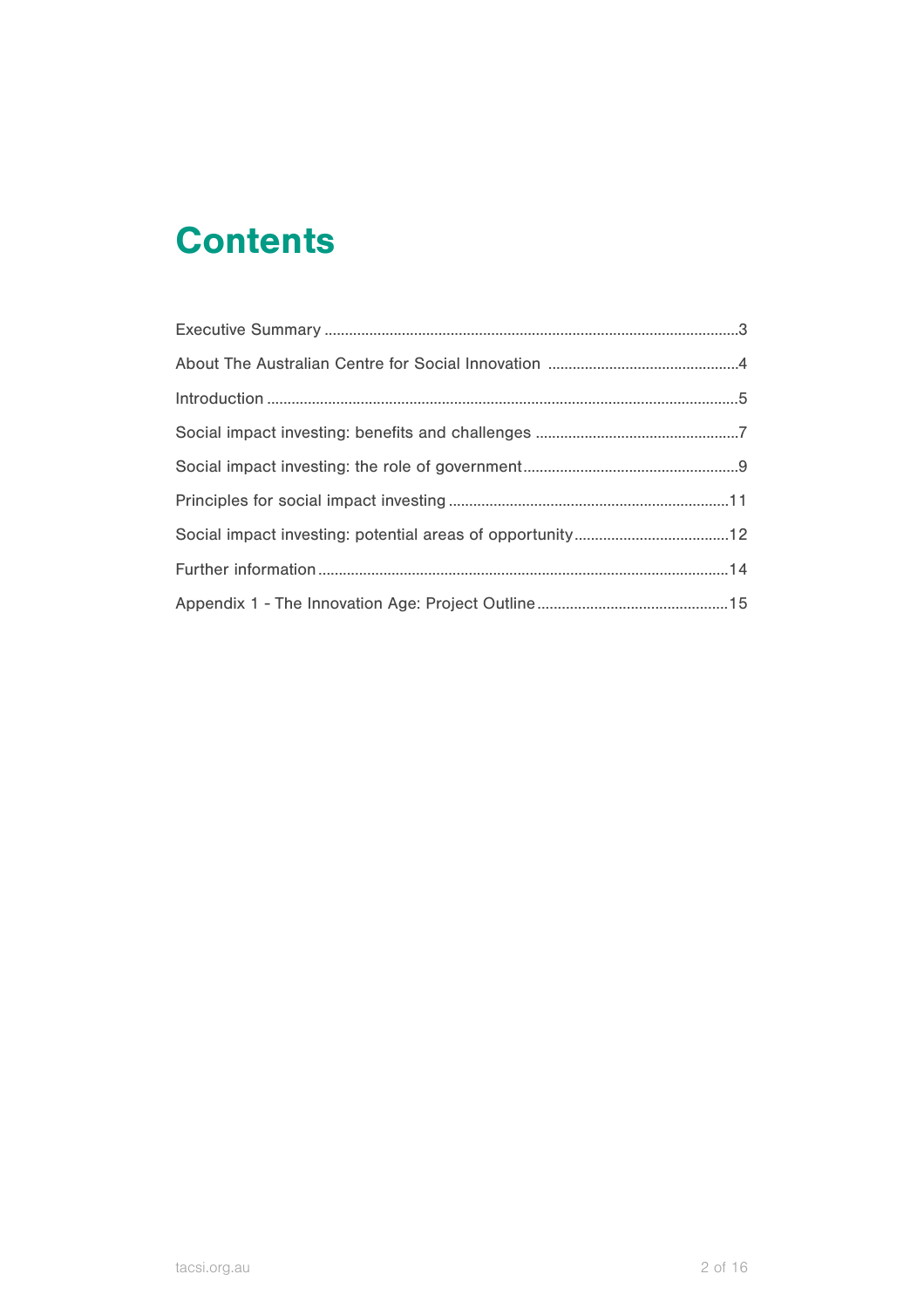# Contents

Executive Summary ....................................................................................................3

About The Australian Centre for Social Innovation ..............................................4

Introduction ..................................................................................................................5

Social impact investing: benefits and challenges .................................................7

Social impact investing: the role of government....................................................9

Principles for social impact investing ....................................................................11

Social impact investing: potential areas of opportunity......................................12

Further information...................................................................................................14

Appendix 1 - The Innovation Age: Project Outline..............................................15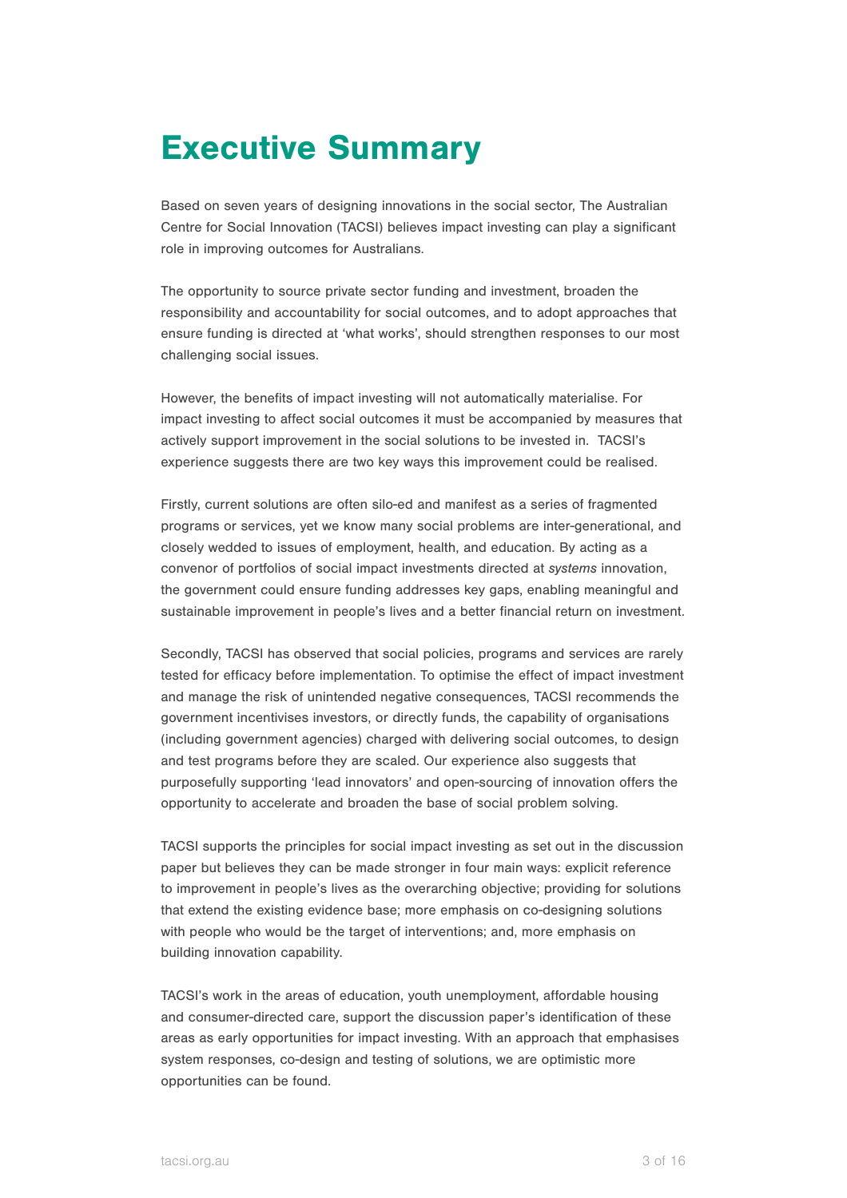# Executive Summary

Based on seven years of designing innovations in the social sector, The Australian Centre for Social Innovation (TACSI) believes impact investing can play a significant role in improving outcomes for Australians.

The opportunity to source private sector funding and investment, broaden the responsibility and accountability for social outcomes, and to adopt approaches that ensure funding is directed at 'what works', should strengthen responses to our most challenging social issues.

However, the benefits of impact investing will not automatically materialise. For impact investing to affect social outcomes it must be accompanied by measures that actively support improvement in the social solutions to be invested in. TACSI's experience suggests there are two key ways this improvement could be realised.

Firstly, current solutions are often silo-ed and manifest as a series of fragmented programs or services, yet we know many social problems are inter-generational, and closely wedded to issues of employment, health, and education. By acting as a convenor of portfolios of social impact investments directed at *systems* innovation, the government could ensure funding addresses key gaps, enabling meaningful and sustainable improvement in people's lives and a better financial return on investment.

Secondly, TACSI has observed that social policies, programs and services are rarely tested for efficacy before implementation. To optimise the effect of impact investment and manage the risk of unintended negative consequences, TACSI recommends the government incentivises investors, or directly funds, the capability of organisations (including government agencies) charged with delivering social outcomes, to design and test programs before they are scaled. Our experience also suggests that purposefully supporting 'lead innovators' and open-sourcing of innovation offers the opportunity to accelerate and broaden the base of social problem solving.

TACSI supports the principles for social impact investing as set out in the discussion paper but believes they can be made stronger in four main ways: explicit reference to improvement in people's lives as the overarching objective; providing for solutions that extend the existing evidence base; more emphasis on co-designing solutions with people who would be the target of interventions; and, more emphasis on building innovation capability.

TACSI's work in the areas of education, youth unemployment, affordable housing and consumer-directed care, support the discussion paper's identification of these areas as early opportunities for impact investing. With an approach that emphasises system responses, co-design and testing of solutions, we are optimistic more opportunities can be found.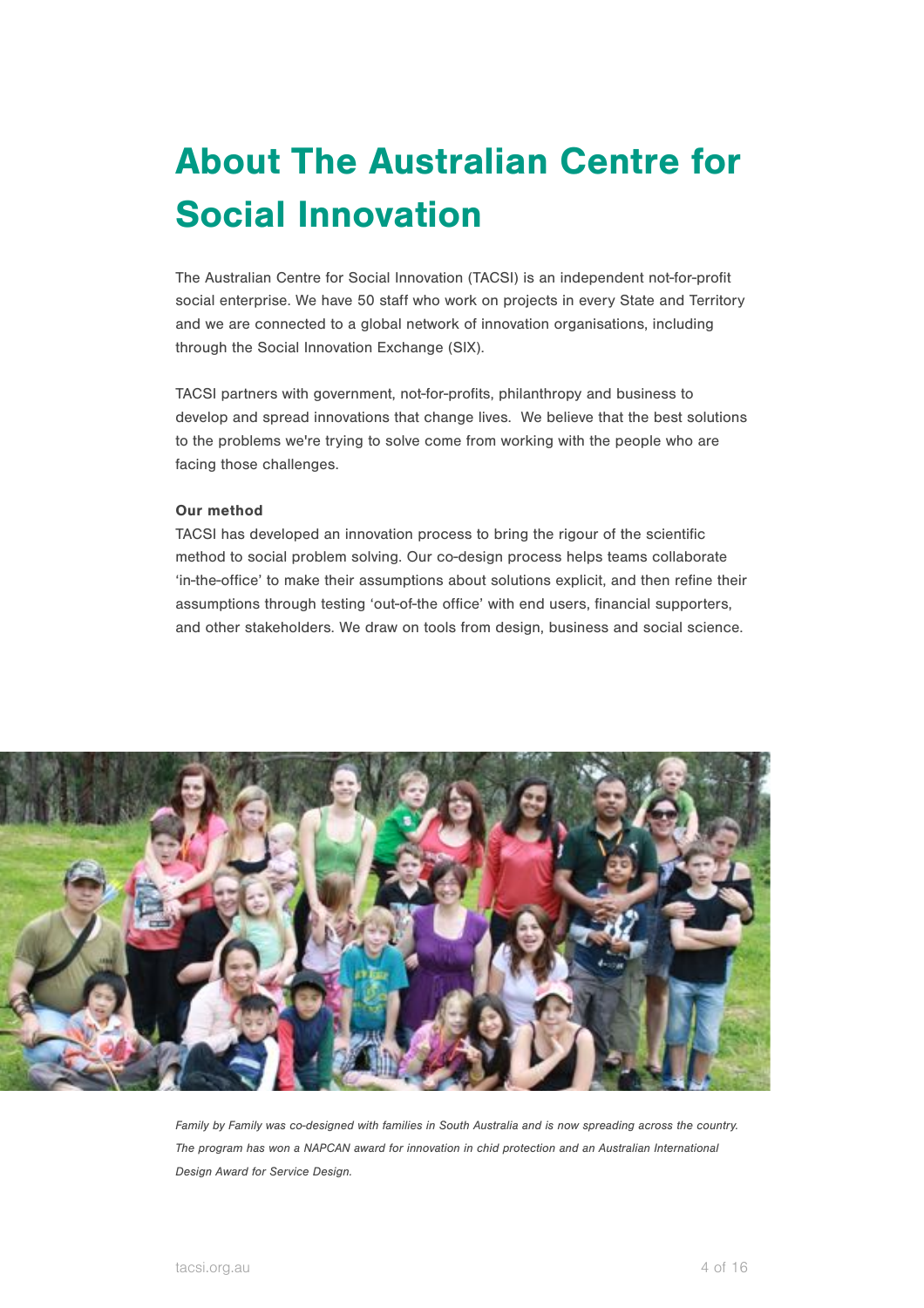# About The Australian Centre for Social Innovation

The Australian Centre for Social Innovation (TACSI) is an independent not-for-profit social enterprise. We have 50 staff who work on projects in every State and Territory and we are connected to a global network of innovation organisations, including through the Social Innovation Exchange (SIX).

TACSI partners with government, not-for-profits, philanthropy and business to develop and spread innovations that change lives. We believe that the best solutions to the problems we're trying to solve come from working with the people who are facing those challenges.

**Our method**

TACSI has developed an innovation process to bring the rigour of the scientific method to social problem solving. Our co-design process helps teams collaborate 'in-the-office' to make their assumptions about solutions explicit, and then refine their assumptions through testing 'out-of-the office' with end users, financial supporters, and other stakeholders. We draw on tools from design, business and social science.

*Family by Family was co-designed with families in South Australia and is now spreading across the country. The program has won a NAPCAN award for innovation in chid protection and an Australian International Design Award for Service Design.*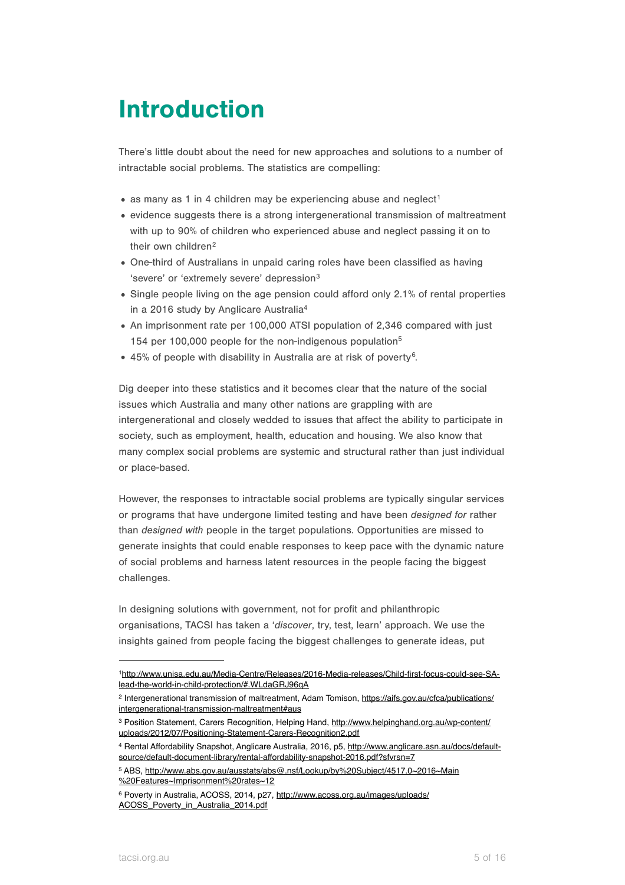# Introduction

There's little doubt about the need for new approaches and solutions to a number of intractable social problems. The statistics are compelling:

- as many as 1 in 4 children may be experiencing abuse and neglect[1]
- evidence suggests there is a strong intergenerational transmission of maltreatment with up to 90% of children who experienced abuse and neglect passing it on to their own children[2]
- One-third of Australians in unpaid caring roles have been classified as having 'severe' or 'extremely severe' depression[3]
- Single people living on the age pension could afford only 2.1% of rental properties in a 2016 study by Anglicare Australia[4]
- An imprisonment rate per 100,000 ATSI population of 2,346 compared with just 154 per 100,000 people for the non-indigenous population[5]
- 45% of people with disability in Australia are at risk of poverty[6].

Dig deeper into these statistics and it becomes clear that the nature of the social issues which Australia and many other nations are grappling with are intergenerational and closely wedded to issues that affect the ability to participate in society, such as employment, health, education and housing. We also know that many complex social problems are systemic and structural rather than just individual or place-based.

However, the responses to intractable social problems are typically singular services or programs that have undergone limited testing and have been *designed for* rather than *designed with* people in the target populations. Opportunities are missed to generate insights that could enable responses to keep pace with the dynamic nature of social problems and harness latent resources in the people facing the biggest challenges.

In designing solutions with government, not for profit and philanthropic organisations, TACSI has taken a '*discover*, try, test, learn' approach. We use the insights gained from people facing the biggest challenges to generate ideas, put

---

[1] http://www.unisa.edu.au/Media-Centre/Releases/2016-Media-releases/Child-first-focus-could-see-SA-lead-the-world-in-child-protection/#.WLdaGRJ96qA

[2] Intergenerational transmission of maltreatment, Adam Tomison, https://aifs.gov.au/cfca/publications/intergenerational-transmission-maltreatment#aus

[3] Position Statement, Carers Recognition, Helping Hand, http://www.helpinghand.org.au/wp-content/uploads/2012/07/Positioning-Statement-Carers-Recognition2.pdf

[4] Rental Affordability Snapshot, Anglicare Australia, 2016, p5, http://www.anglicare.asn.au/docs/default-source/default-document-library/rental-affordability-snapshot-2016.pdf?sfvrsn=7

[5] ABS, http://www.abs.gov.au/ausstats/abs@.nsf/Lookup/by%20Subject/4517.0~2016~Main%20Features~Imprisonment%20rates~12

[6] Poverty in Australia, ACOSS, 2014, p27, http://www.acoss.org.au/images/uploads/ACOSS_Poverty_in_Australia_2014.pdf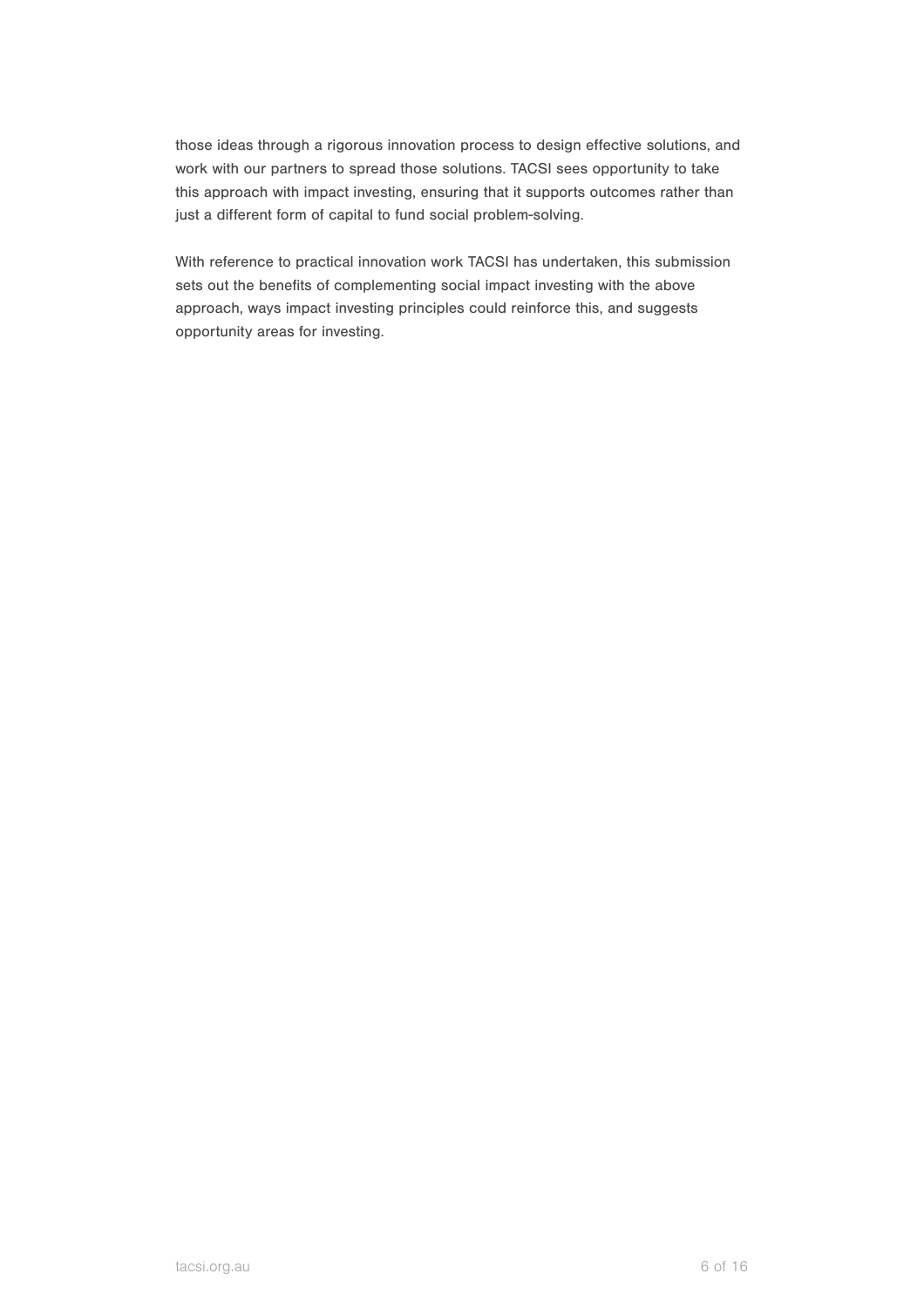those ideas through a rigorous innovation process to design effective solutions, and work with our partners to spread those solutions. TACSI sees opportunity to take this approach with impact investing, ensuring that it supports outcomes rather than just a different form of capital to fund social problem-solving.

With reference to practical innovation work TACSI has undertaken, this submission sets out the benefits of complementing social impact investing with the above approach, ways impact investing principles could reinforce this, and suggests opportunity areas for investing.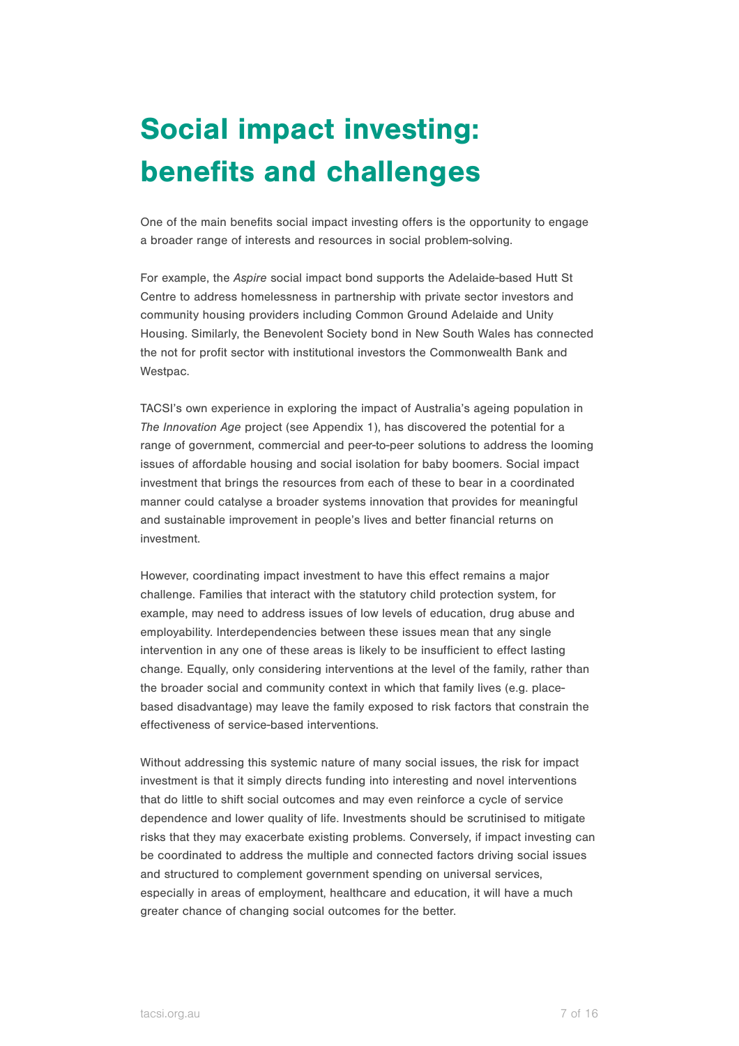# Social impact investing: benefits and challenges

One of the main benefits social impact investing offers is the opportunity to engage a broader range of interests and resources in social problem-solving.

For example, the *Aspire* social impact bond supports the Adelaide-based Hutt St Centre to address homelessness in partnership with private sector investors and community housing providers including Common Ground Adelaide and Unity Housing. Similarly, the Benevolent Society bond in New South Wales has connected the not for profit sector with institutional investors the Commonwealth Bank and Westpac.

TACSI's own experience in exploring the impact of Australia's ageing population in *The Innovation Age* project (see Appendix 1), has discovered the potential for a range of government, commercial and peer-to-peer solutions to address the looming issues of affordable housing and social isolation for baby boomers. Social impact investment that brings the resources from each of these to bear in a coordinated manner could catalyse a broader systems innovation that provides for meaningful and sustainable improvement in people's lives and better financial returns on investment.

However, coordinating impact investment to have this effect remains a major challenge. Families that interact with the statutory child protection system, for example, may need to address issues of low levels of education, drug abuse and employability. Interdependencies between these issues mean that any single intervention in any one of these areas is likely to be insufficient to effect lasting change. Equally, only considering interventions at the level of the family, rather than the broader social and community context in which that family lives (e.g. place-based disadvantage) may leave the family exposed to risk factors that constrain the effectiveness of service-based interventions.

Without addressing this systemic nature of many social issues, the risk for impact investment is that it simply directs funding into interesting and novel interventions that do little to shift social outcomes and may even reinforce a cycle of service dependence and lower quality of life. Investments should be scrutinised to mitigate risks that they may exacerbate existing problems. Conversely, if impact investing can be coordinated to address the multiple and connected factors driving social issues and structured to complement government spending on universal services, especially in areas of employment, healthcare and education, it will have a much greater chance of changing social outcomes for the better.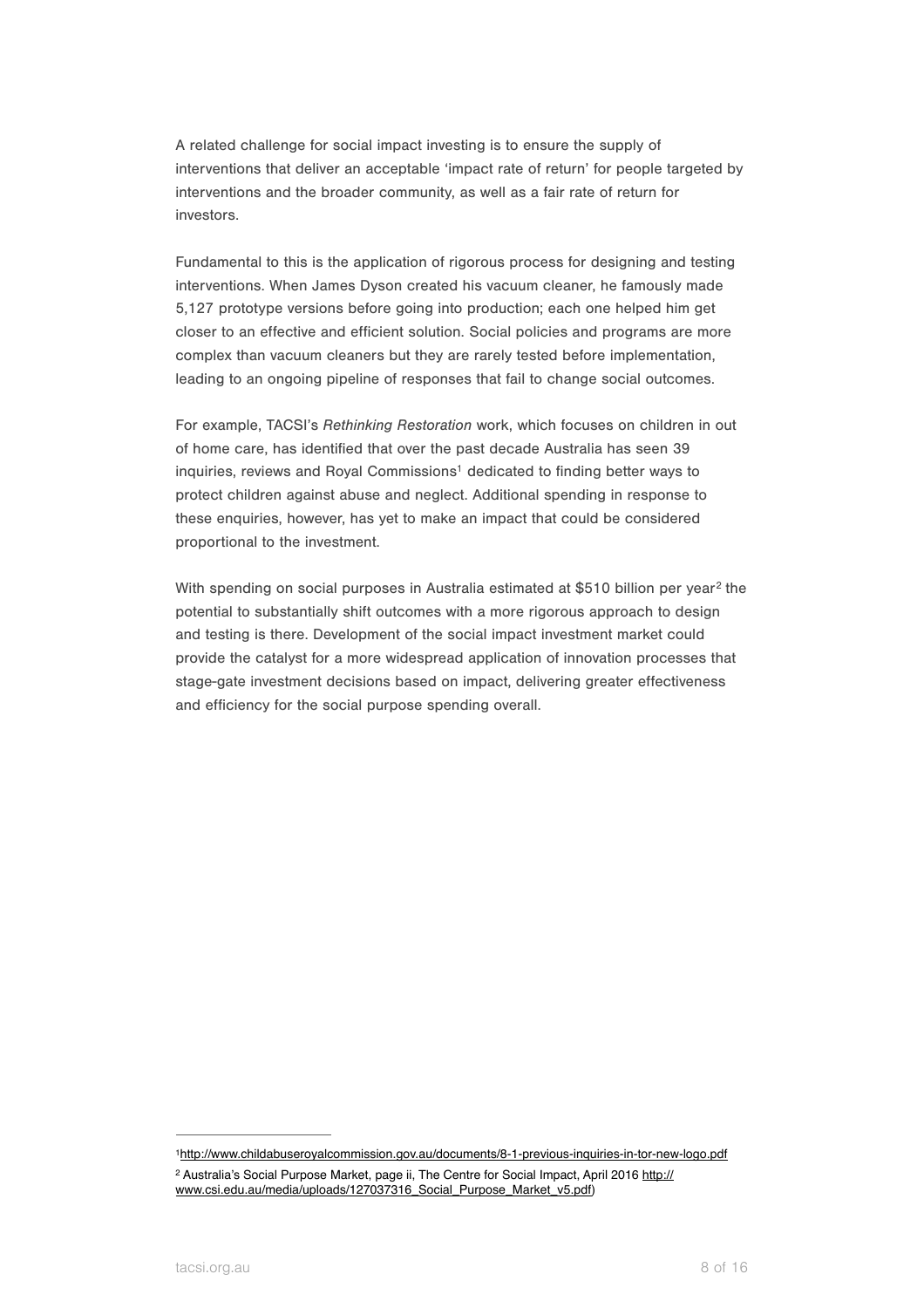A related challenge for social impact investing is to ensure the supply of interventions that deliver an acceptable 'impact rate of return' for people targeted by interventions and the broader community, as well as a fair rate of return for investors.

Fundamental to this is the application of rigorous process for designing and testing interventions. When James Dyson created his vacuum cleaner, he famously made 5,127 prototype versions before going into production; each one helped him get closer to an effective and efficient solution. Social policies and programs are more complex than vacuum cleaners but they are rarely tested before implementation, leading to an ongoing pipeline of responses that fail to change social outcomes.

For example, TACSI's *Rethinking Restoration* work, which focuses on children in out of home care, has identified that over the past decade Australia has seen 39 inquiries, reviews and Royal Commissions[1] dedicated to finding better ways to protect children against abuse and neglect. Additional spending in response to these enquiries, however, has yet to make an impact that could be considered proportional to the investment.

With spending on social purposes in Australia estimated at $510 billion per year[2] the potential to substantially shift outcomes with a more rigorous approach to design and testing is there. Development of the social impact investment market could provide the catalyst for a more widespread application of innovation processes that stage-gate investment decisions based on impact, delivering greater effectiveness and efficiency for the social purpose spending overall.

---

[1] http://www.childabuseroyalcommission.gov.au/documents/8-1-previous-inquiries-in-tor-new-logo.pdf

[2] Australia's Social Purpose Market, page ii, The Centre for Social Impact, April 2016 http://www.csi.edu.au/media/uploads/127037316_Social_Purpose_Market_v5.pdf)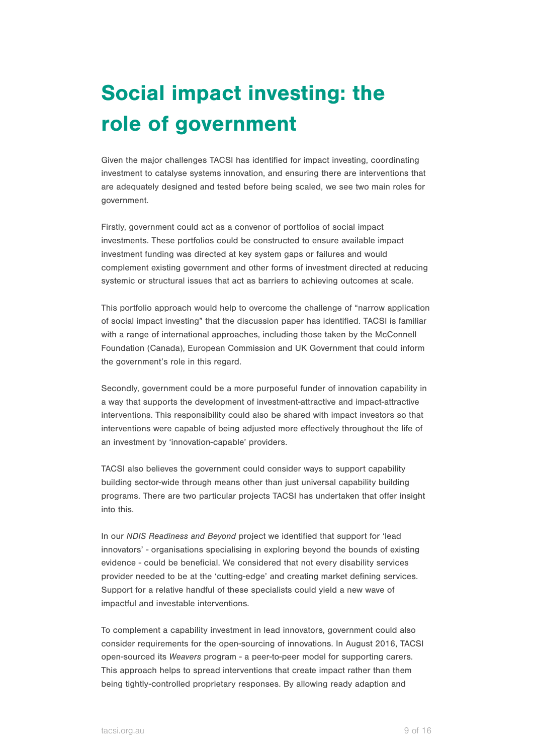# Social impact investing: the role of government

Given the major challenges TACSI has identified for impact investing, coordinating investment to catalyse systems innovation, and ensuring there are interventions that are adequately designed and tested before being scaled, we see two main roles for government.

Firstly, government could act as a convenor of portfolios of social impact investments. These portfolios could be constructed to ensure available impact investment funding was directed at key system gaps or failures and would complement existing government and other forms of investment directed at reducing systemic or structural issues that act as barriers to achieving outcomes at scale.

This portfolio approach would help to overcome the challenge of "narrow application of social impact investing" that the discussion paper has identified. TACSI is familiar with a range of international approaches, including those taken by the McConnell Foundation (Canada), European Commission and UK Government that could inform the government's role in this regard.

Secondly, government could be a more purposeful funder of innovation capability in a way that supports the development of investment-attractive and impact-attractive interventions. This responsibility could also be shared with impact investors so that interventions were capable of being adjusted more effectively throughout the life of an investment by 'innovation-capable' providers.

TACSI also believes the government could consider ways to support capability building sector-wide through means other than just universal capability building programs. There are two particular projects TACSI has undertaken that offer insight into this.

In our *NDIS Readiness and Beyond* project we identified that support for 'lead innovators' - organisations specialising in exploring beyond the bounds of existing evidence - could be beneficial. We considered that not every disability services provider needed to be at the 'cutting-edge' and creating market defining services. Support for a relative handful of these specialists could yield a new wave of impactful and investable interventions.

To complement a capability investment in lead innovators, government could also consider requirements for the open-sourcing of innovations. In August 2016, TACSI open-sourced its *Weavers* program - a peer-to-peer model for supporting carers. This approach helps to spread interventions that create impact rather than them being tightly-controlled proprietary responses. By allowing ready adaption and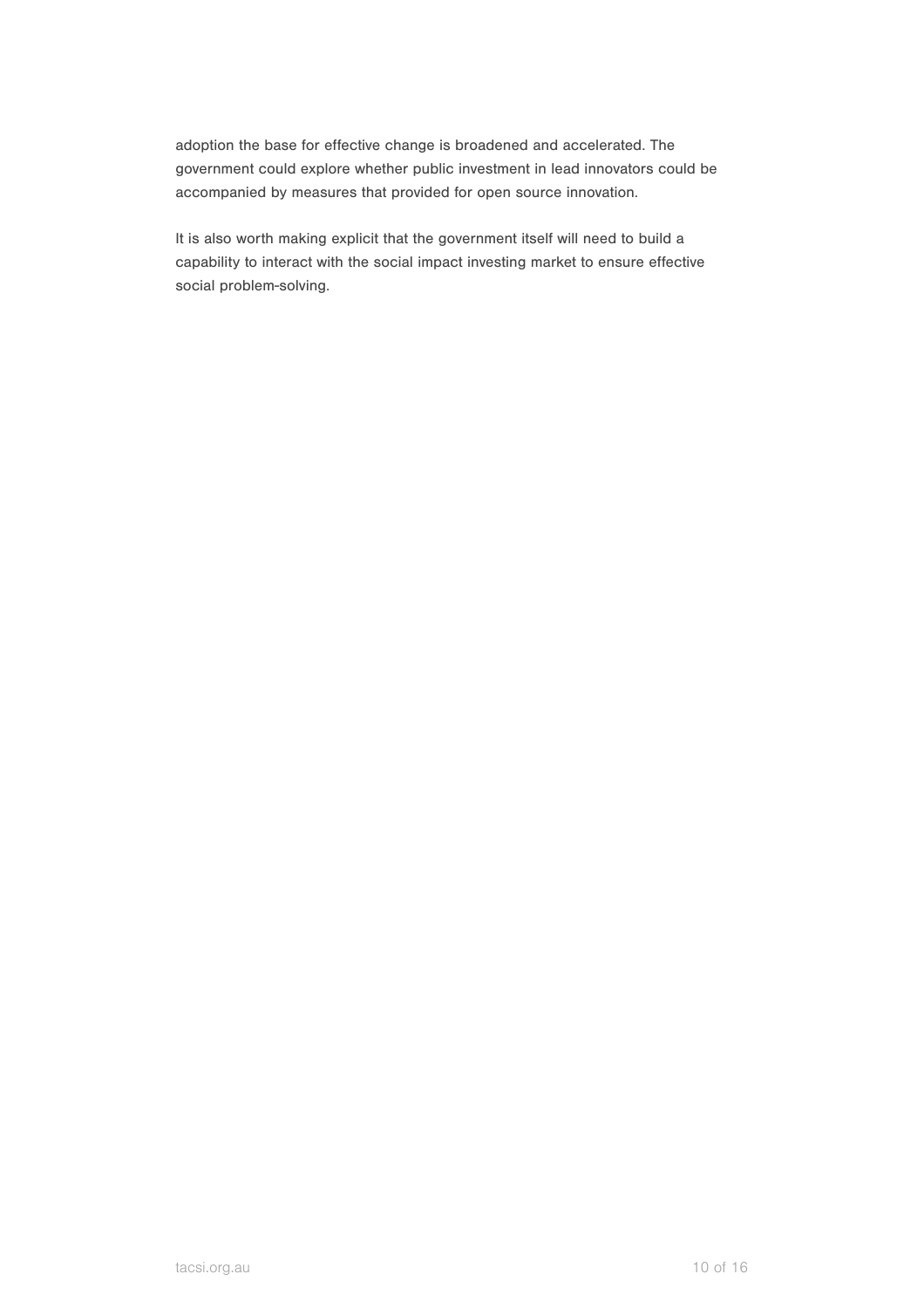adoption the base for effective change is broadened and accelerated. The government could explore whether public investment in lead innovators could be accompanied by measures that provided for open source innovation.

It is also worth making explicit that the government itself will need to build a capability to interact with the social impact investing market to ensure effective social problem-solving.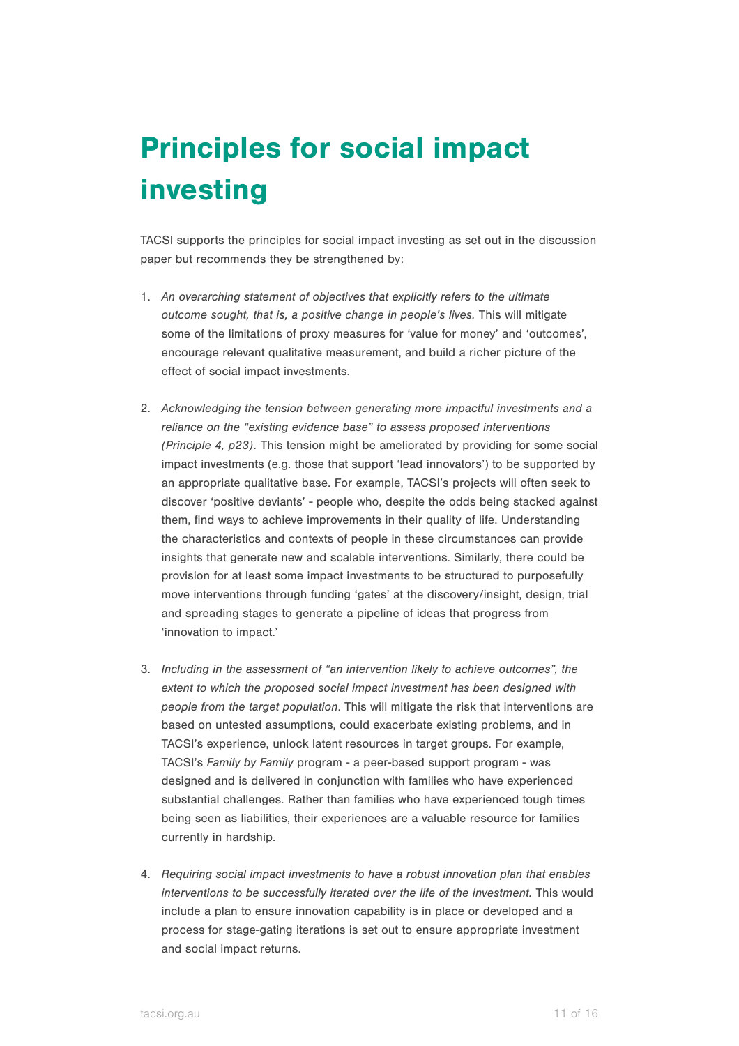# Principles for social impact investing

TACSI supports the principles for social impact investing as set out in the discussion paper but recommends they be strengthened by:

1. *An overarching statement of objectives that explicitly refers to the ultimate outcome sought, that is, a positive change in people's lives.* This will mitigate some of the limitations of proxy measures for 'value for money' and 'outcomes', encourage relevant qualitative measurement, and build a richer picture of the effect of social impact investments.

2. *Acknowledging the tension between generating more impactful investments and a reliance on the "existing evidence base" to assess proposed interventions (Principle 4, p23).* This tension might be ameliorated by providing for some social impact investments (e.g. those that support 'lead innovators') to be supported by an appropriate qualitative base. For example, TACSI's projects will often seek to discover 'positive deviants' - people who, despite the odds being stacked against them, find ways to achieve improvements in their quality of life. Understanding the characteristics and contexts of people in these circumstances can provide insights that generate new and scalable interventions. Similarly, there could be provision for at least some impact investments to be structured to purposefully move interventions through funding 'gates' at the discovery/insight, design, trial and spreading stages to generate a pipeline of ideas that progress from 'innovation to impact.'

3. *Including in the assessment of "an intervention likely to achieve outcomes", the extent to which the proposed social impact investment has been designed with people from the target population*. This will mitigate the risk that interventions are based on untested assumptions, could exacerbate existing problems, and in TACSI's experience, unlock latent resources in target groups. For example, TACSI's *Family by Family* program - a peer-based support program - was designed and is delivered in conjunction with families who have experienced substantial challenges. Rather than families who have experienced tough times being seen as liabilities, their experiences are a valuable resource for families currently in hardship.

4. *Requiring social impact investments to have a robust innovation plan that enables interventions to be successfully iterated over the life of the investment.* This would include a plan to ensure innovation capability is in place or developed and a process for stage-gating iterations is set out to ensure appropriate investment and social impact returns.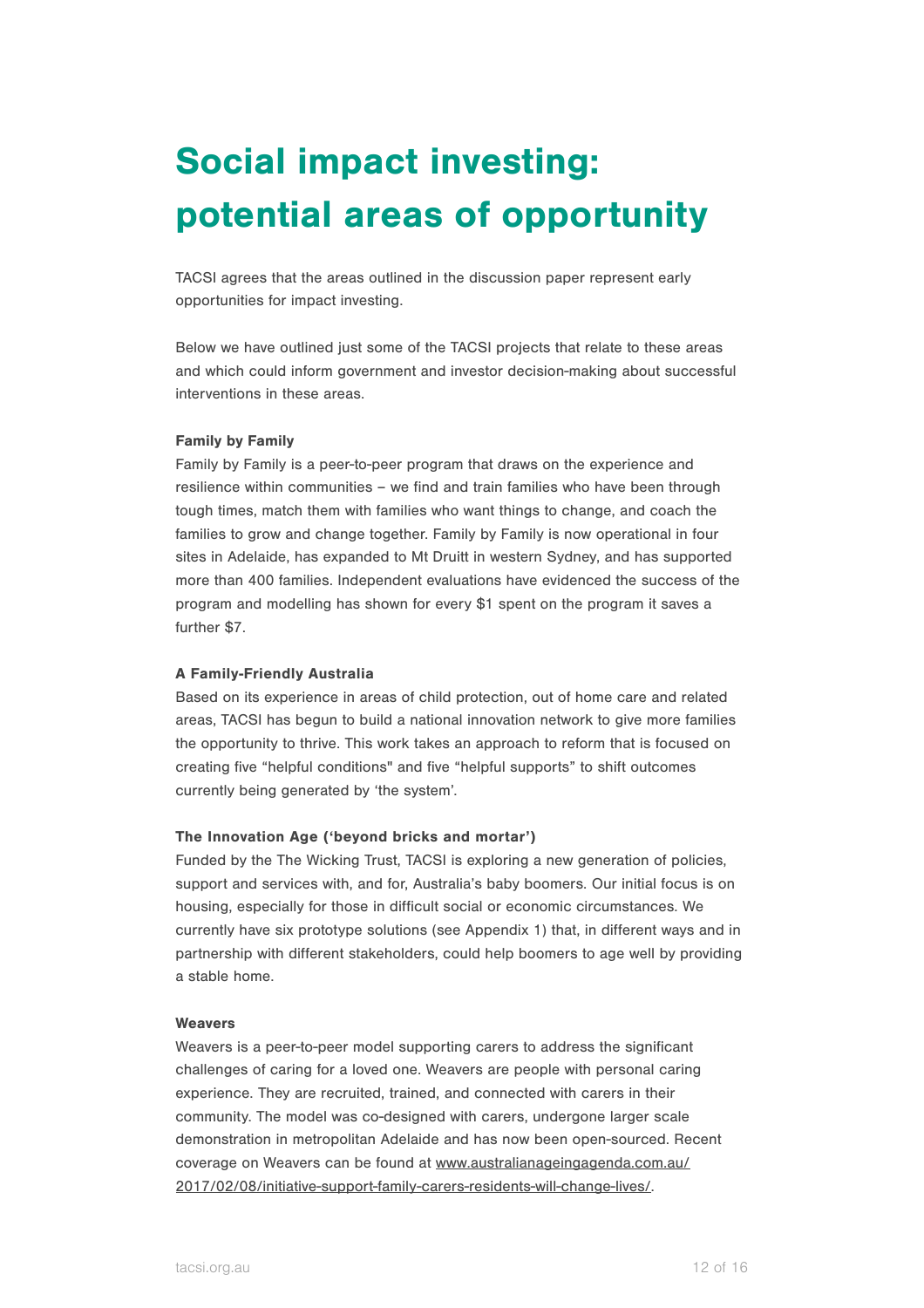# Social impact investing: potential areas of opportunity

TACSI agrees that the areas outlined in the discussion paper represent early opportunities for impact investing.

Below we have outlined just some of the TACSI projects that relate to these areas and which could inform government and investor decision-making about successful interventions in these areas.

**Family by Family**

Family by Family is a peer-to-peer program that draws on the experience and resilience within communities – we find and train families who have been through tough times, match them with families who want things to change, and coach the families to grow and change together. Family by Family is now operational in four sites in Adelaide, has expanded to Mt Druitt in western Sydney, and has supported more than 400 families. Independent evaluations have evidenced the success of the program and modelling has shown for every $1 spent on the program it saves a further $7.

**A Family-Friendly Australia**

Based on its experience in areas of child protection, out of home care and related areas, TACSI has begun to build a national innovation network to give more families the opportunity to thrive. This work takes an approach to reform that is focused on creating five "helpful conditions" and five "helpful supports" to shift outcomes currently being generated by 'the system'.

**The Innovation Age ('beyond bricks and mortar')**

Funded by the The Wicking Trust, TACSI is exploring a new generation of policies, support and services with, and for, Australia's baby boomers. Our initial focus is on housing, especially for those in difficult social or economic circumstances. We currently have six prototype solutions (see Appendix 1) that, in different ways and in partnership with different stakeholders, could help boomers to age well by providing a stable home.

**Weavers**

Weavers is a peer-to-peer model supporting carers to address the significant challenges of caring for a loved one. Weavers are people with personal caring experience. They are recruited, trained, and connected with carers in their community. The model was co-designed with carers, undergone larger scale demonstration in metropolitan Adelaide and has now been open-sourced. Recent coverage on Weavers can be found at www.australianageingagenda.com.au/2017/02/08/initiative-support-family-carers-residents-will-change-lives/.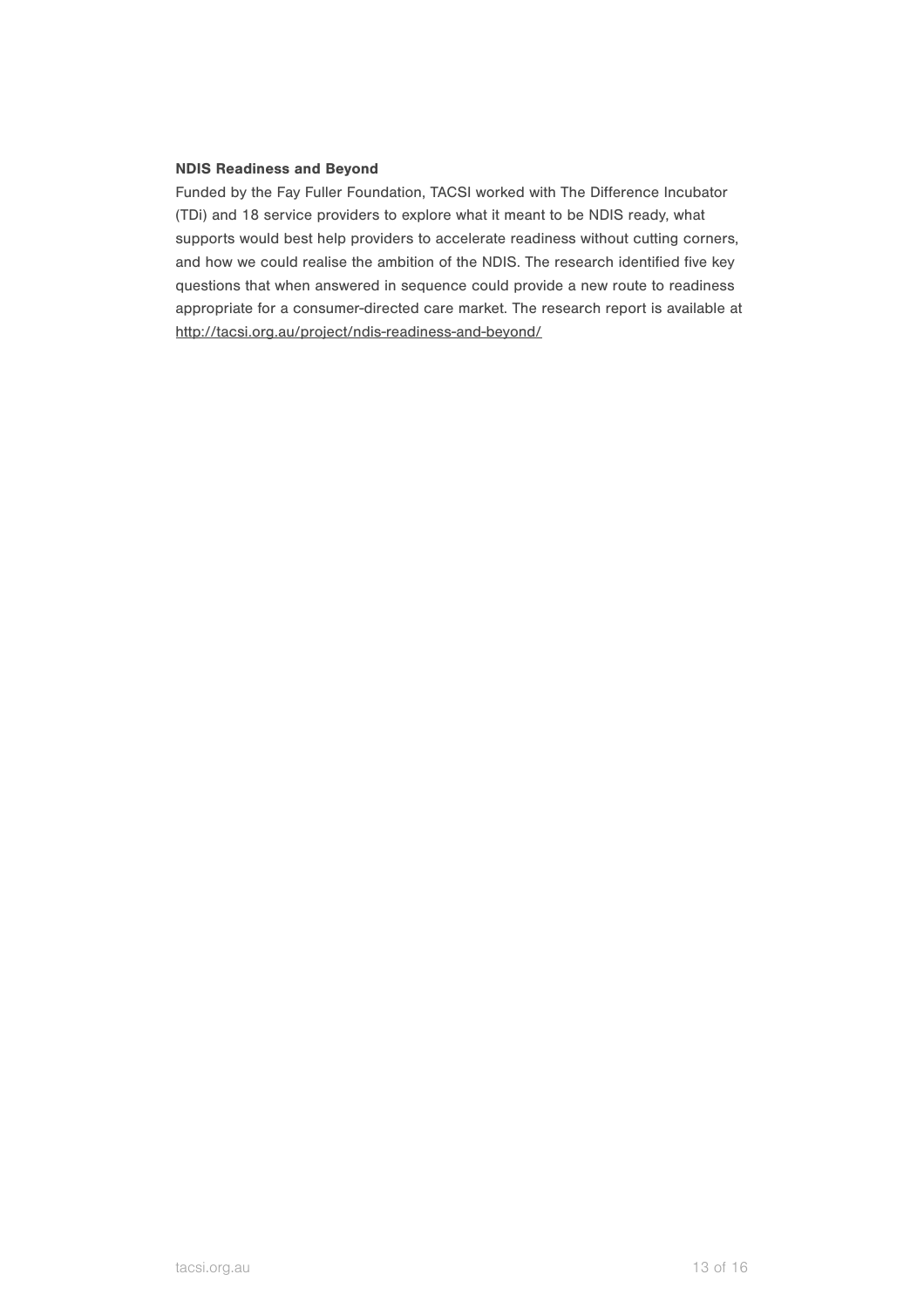**NDIS Readiness and Beyond**

Funded by the Fay Fuller Foundation, TACSI worked with The Difference Incubator (TDi) and 18 service providers to explore what it meant to be NDIS ready, what supports would best help providers to accelerate readiness without cutting corners, and how we could realise the ambition of the NDIS. The research identified five key questions that when answered in sequence could provide a new route to readiness appropriate for a consumer-directed care market. The research report is available at http://tacsi.org.au/project/ndis-readiness-and-beyond/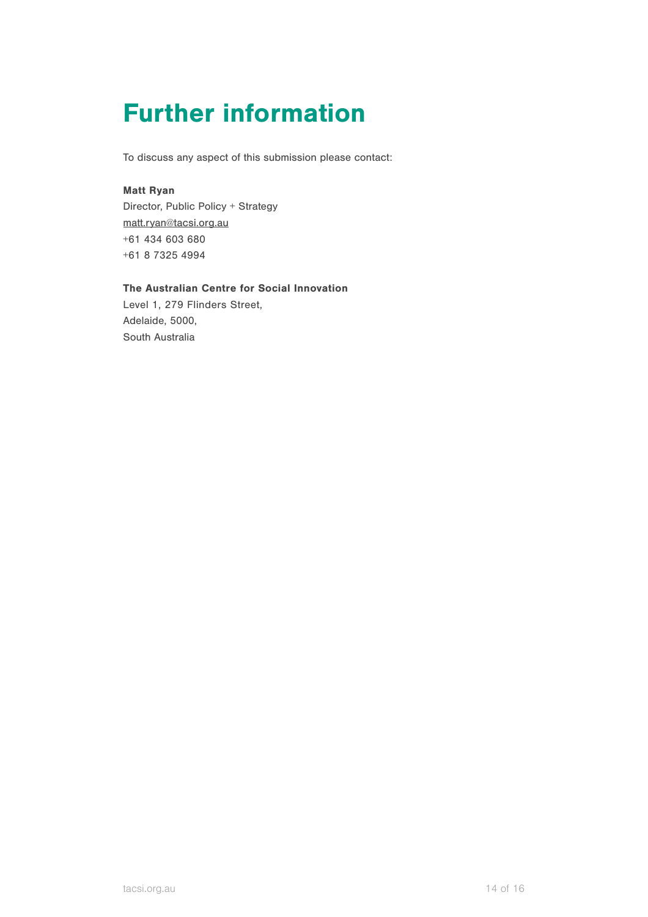# Further information

To discuss any aspect of this submission please contact:

**Matt Ryan**
Director, Public Policy + Strategy
matt.ryan@tacsi.org.au
+61 434 603 680
+61 8 7325 4994

**The Australian Centre for Social Innovation**
Level 1, 279 Flinders Street,
Adelaide, 5000,
South Australia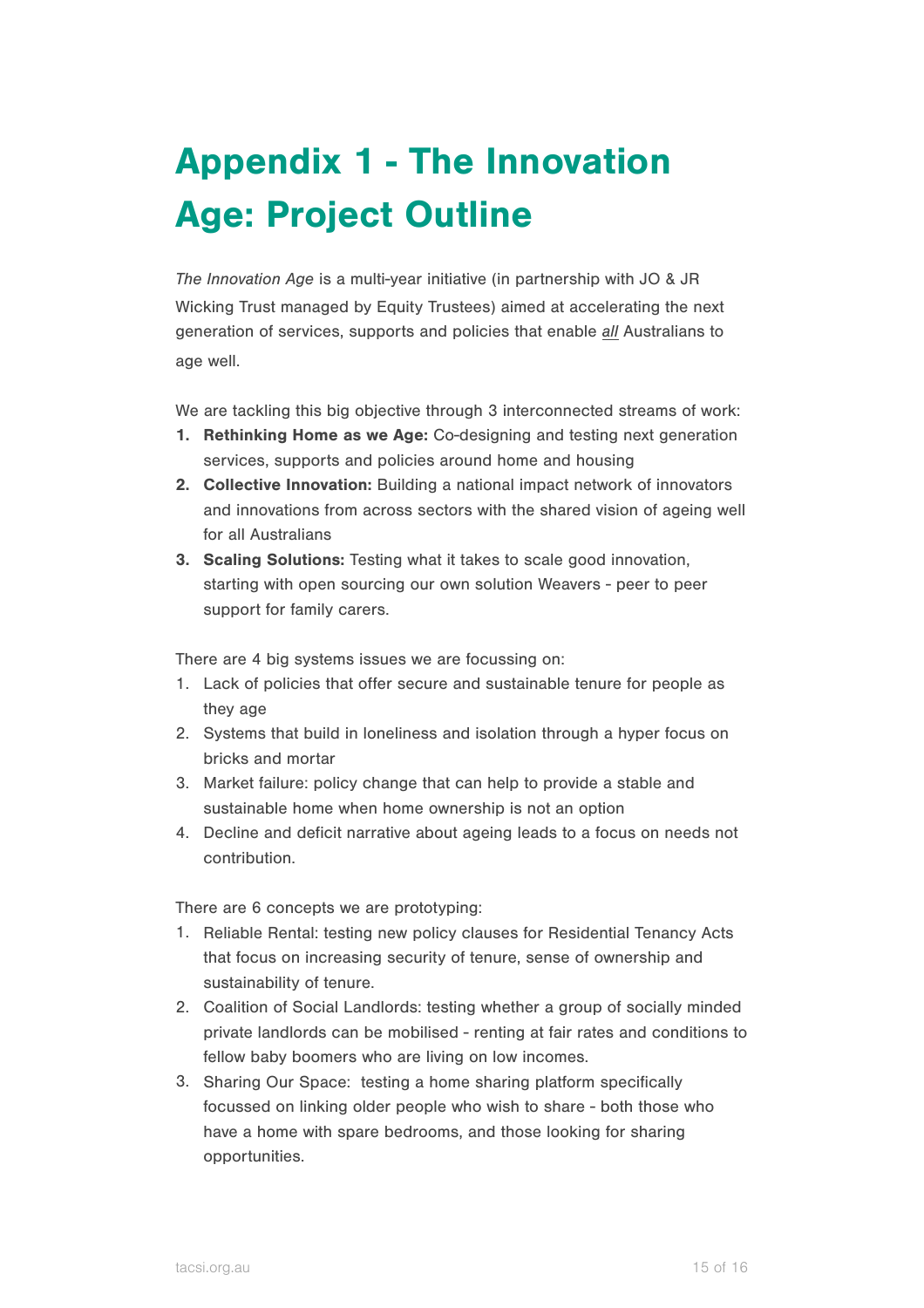# Appendix 1 - The Innovation Age: Project Outline

*The Innovation Age* is a multi-year initiative (in partnership with JO & JR Wicking Trust managed by Equity Trustees) aimed at accelerating the next generation of services, supports and policies that enable *all* Australians to age well.

We are tackling this big objective through 3 interconnected streams of work:

1. **Rethinking Home as we Age:** Co-designing and testing next generation services, supports and policies around home and housing
2. **Collective Innovation:** Building a national impact network of innovators and innovations from across sectors with the shared vision of ageing well for all Australians
3. **Scaling Solutions:** Testing what it takes to scale good innovation, starting with open sourcing our own solution Weavers - peer to peer support for family carers.

There are 4 big systems issues we are focussing on:

1. Lack of policies that offer secure and sustainable tenure for people as they age
2. Systems that build in loneliness and isolation through a hyper focus on bricks and mortar
3. Market failure: policy change that can help to provide a stable and sustainable home when home ownership is not an option
4. Decline and deficit narrative about ageing leads to a focus on needs not contribution.

There are 6 concepts we are prototyping:

1. Reliable Rental: testing new policy clauses for Residential Tenancy Acts that focus on increasing security of tenure, sense of ownership and sustainability of tenure.
2. Coalition of Social Landlords: testing whether a group of socially minded private landlords can be mobilised - renting at fair rates and conditions to fellow baby boomers who are living on low incomes.
3. Sharing Our Space: testing a home sharing platform specifically focussed on linking older people who wish to share - both those who have a home with spare bedrooms, and those looking for sharing opportunities.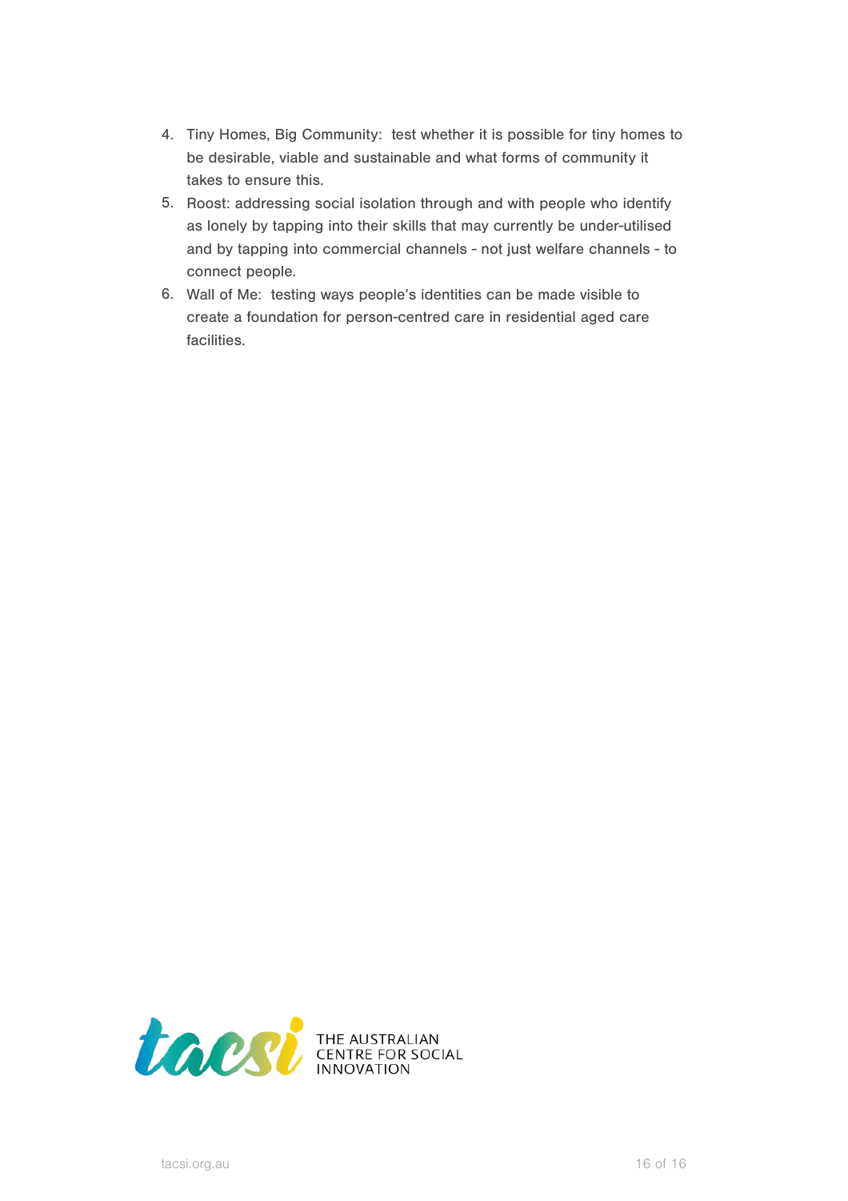4. Tiny Homes, Big Community: test whether it is possible for tiny homes to be desirable, viable and sustainable and what forms of community it takes to ensure this.
5. Roost: addressing social isolation through and with people who identify as lonely by tapping into their skills that may currently be under-utilised and by tapping into commercial channels - not just welfare channels - to connect people.
6. Wall of Me: testing ways people's identities can be made visible to create a foundation for person-centred care in residential aged care facilities.

tacsi THE AUSTRALIAN CENTRE FOR SOCIAL INNOVATION

tacsi.org.au